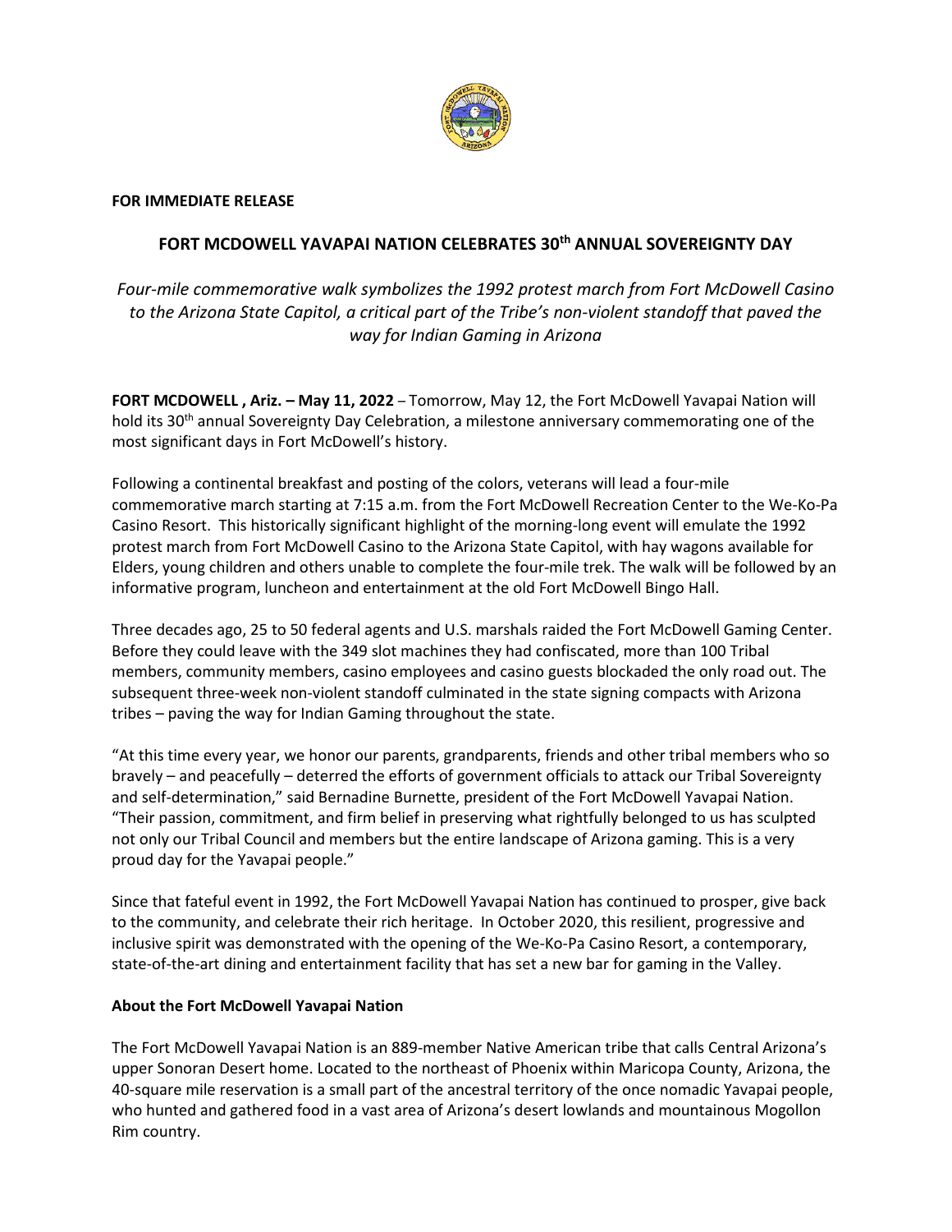**FOR IMMEDIATE RELEASE**

# FORT MCDOWELL YAVAPAI NATION CELEBRATES 30th ANNUAL SOVEREIGNTY DAY

*Four-mile commemorative walk symbolizes the 1992 protest march from Fort McDowell Casino to the Arizona State Capitol, a critical part of the Tribe's non-violent standoff that paved the way for Indian Gaming in Arizona*

**FORT MCDOWELL , Ariz. – May 11, 2022** – Tomorrow, May 12, the Fort McDowell Yavapai Nation will hold its 30th annual Sovereignty Day Celebration, a milestone anniversary commemorating one of the most significant days in Fort McDowell's history.

Following a continental breakfast and posting of the colors, veterans will lead a four-mile commemorative march starting at 7:15 a.m. from the Fort McDowell Recreation Center to the We-Ko-Pa Casino Resort. This historically significant highlight of the morning-long event will emulate the 1992 protest march from Fort McDowell Casino to the Arizona State Capitol, with hay wagons available for Elders, young children and others unable to complete the four-mile trek. The walk will be followed by an informative program, luncheon and entertainment at the old Fort McDowell Bingo Hall.

Three decades ago, 25 to 50 federal agents and U.S. marshals raided the Fort McDowell Gaming Center. Before they could leave with the 349 slot machines they had confiscated, more than 100 Tribal members, community members, casino employees and casino guests blockaded the only road out. The subsequent three-week non-violent standoff culminated in the state signing compacts with Arizona tribes – paving the way for Indian Gaming throughout the state.

"At this time every year, we honor our parents, grandparents, friends and other tribal members who so bravely – and peacefully – deterred the efforts of government officials to attack our Tribal Sovereignty and self-determination," said Bernadine Burnette, president of the Fort McDowell Yavapai Nation. "Their passion, commitment, and firm belief in preserving what rightfully belonged to us has sculpted not only our Tribal Council and members but the entire landscape of Arizona gaming. This is a very proud day for the Yavapai people."

Since that fateful event in 1992, the Fort McDowell Yavapai Nation has continued to prosper, give back to the community, and celebrate their rich heritage. In October 2020, this resilient, progressive and inclusive spirit was demonstrated with the opening of the We-Ko-Pa Casino Resort, a contemporary, state-of-the-art dining and entertainment facility that has set a new bar for gaming in the Valley.

## About the Fort McDowell Yavapai Nation

The Fort McDowell Yavapai Nation is an 889-member Native American tribe that calls Central Arizona's upper Sonoran Desert home. Located to the northeast of Phoenix within Maricopa County, Arizona, the 40-square mile reservation is a small part of the ancestral territory of the once nomadic Yavapai people, who hunted and gathered food in a vast area of Arizona's desert lowlands and mountainous Mogollon Rim country.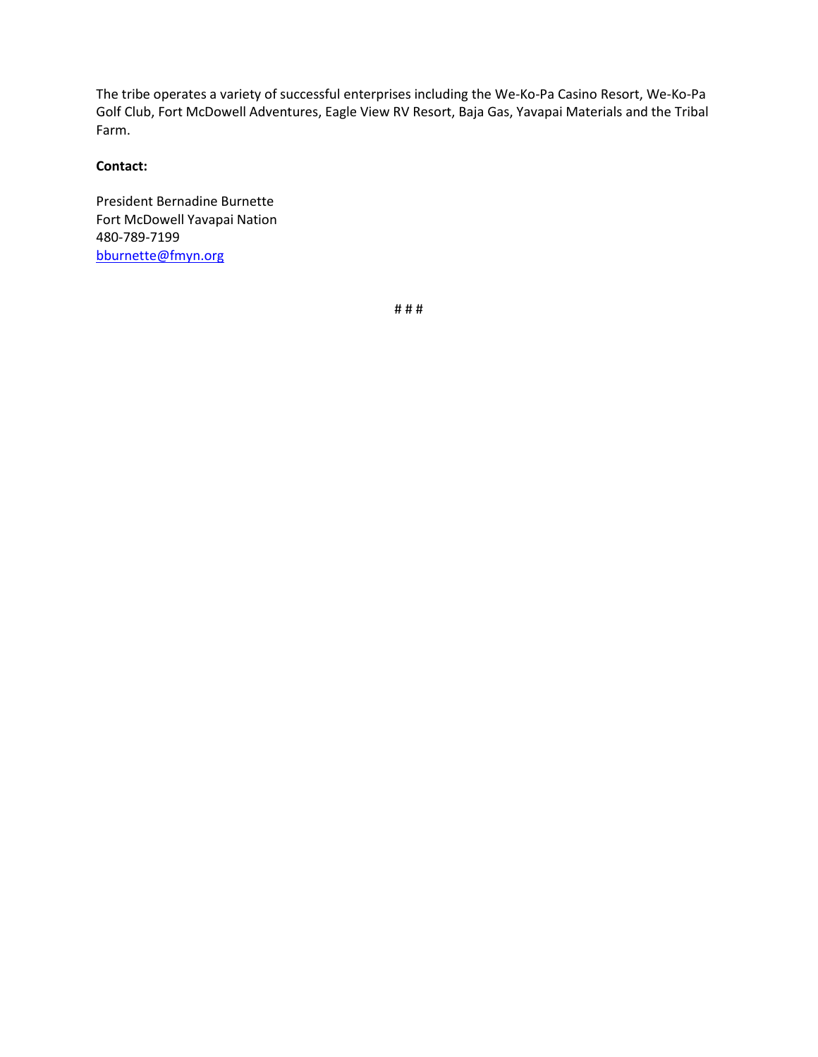The tribe operates a variety of successful enterprises including the We-Ko-Pa Casino Resort, We-Ko-Pa Golf Club, Fort McDowell Adventures, Eagle View RV Resort, Baja Gas, Yavapai Materials and the Tribal Farm.

**Contact:**

President Bernadine Burnette
Fort McDowell Yavapai Nation
480-789-7199
bburnette@fmyn.org

# # #